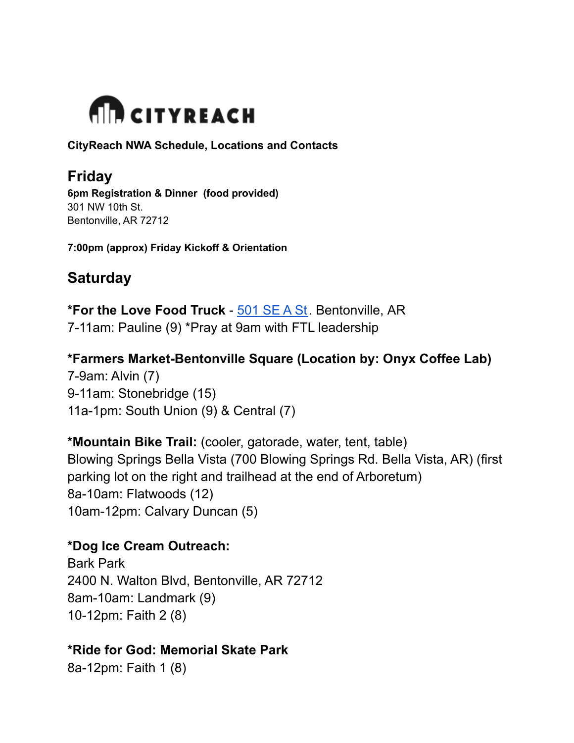# CITYREACH

**CityReach NWA Schedule, Locations and Contacts**

## Friday

**6pm Registration & Dinner (food provided)**
301 NW 10th St.
Bentonville, AR 72712

**7:00pm (approx) Friday Kickoff & Orientation**

## Saturday

**\*For the Love Food Truck** - [501 SE A St](). Bentonville, AR
7-11am: Pauline (9) \*Pray at 9am with FTL leadership

**\*Farmers Market-Bentonville Square (Location by: Onyx Coffee Lab)**
7-9am: Alvin (7)
9-11am: Stonebridge (15)
11a-1pm: South Union (9) & Central (7)

**\*Mountain Bike Trail:** (cooler, gatorade, water, tent, table)
Blowing Springs Bella Vista (700 Blowing Springs Rd. Bella Vista, AR) (first parking lot on the right and trailhead at the end of Arboretum)
8a-10am: Flatwoods (12)
10am-12pm: Calvary Duncan (5)

**\*Dog Ice Cream Outreach:**
Bark Park
2400 N. Walton Blvd, Bentonville, AR 72712
8am-10am: Landmark (9)
10-12pm: Faith 2 (8)

**\*Ride for God: Memorial Skate Park**
8a-12pm: Faith 1 (8)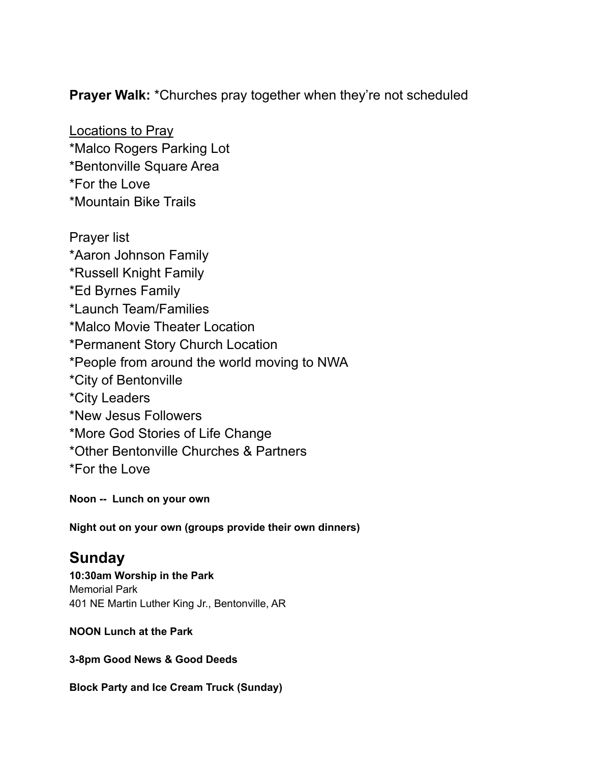**Prayer Walk:** *Churches pray together when they're not scheduled

<u>Locations to Pray</u>
*Malco Rogers Parking Lot
*Bentonville Square Area
*For the Love
*Mountain Bike Trails

Prayer list
*Aaron Johnson Family
*Russell Knight Family
*Ed Byrnes Family
*Launch Team/Families
*Malco Movie Theater Location
*Permanent Story Church Location
*People from around the world moving to NWA
*City of Bentonville
*City Leaders
*New Jesus Followers
*More God Stories of Life Change
*Other Bentonville Churches & Partners
*For the Love

**Noon -- Lunch on your own**

**Night out on your own (groups provide their own dinners)**

## Sunday

**10:30am Worship in the Park**
Memorial Park
401 NE Martin Luther King Jr., Bentonville, AR

**NOON Lunch at the Park**

**3-8pm Good News & Good Deeds**

**Block Party and Ice Cream Truck (Sunday)**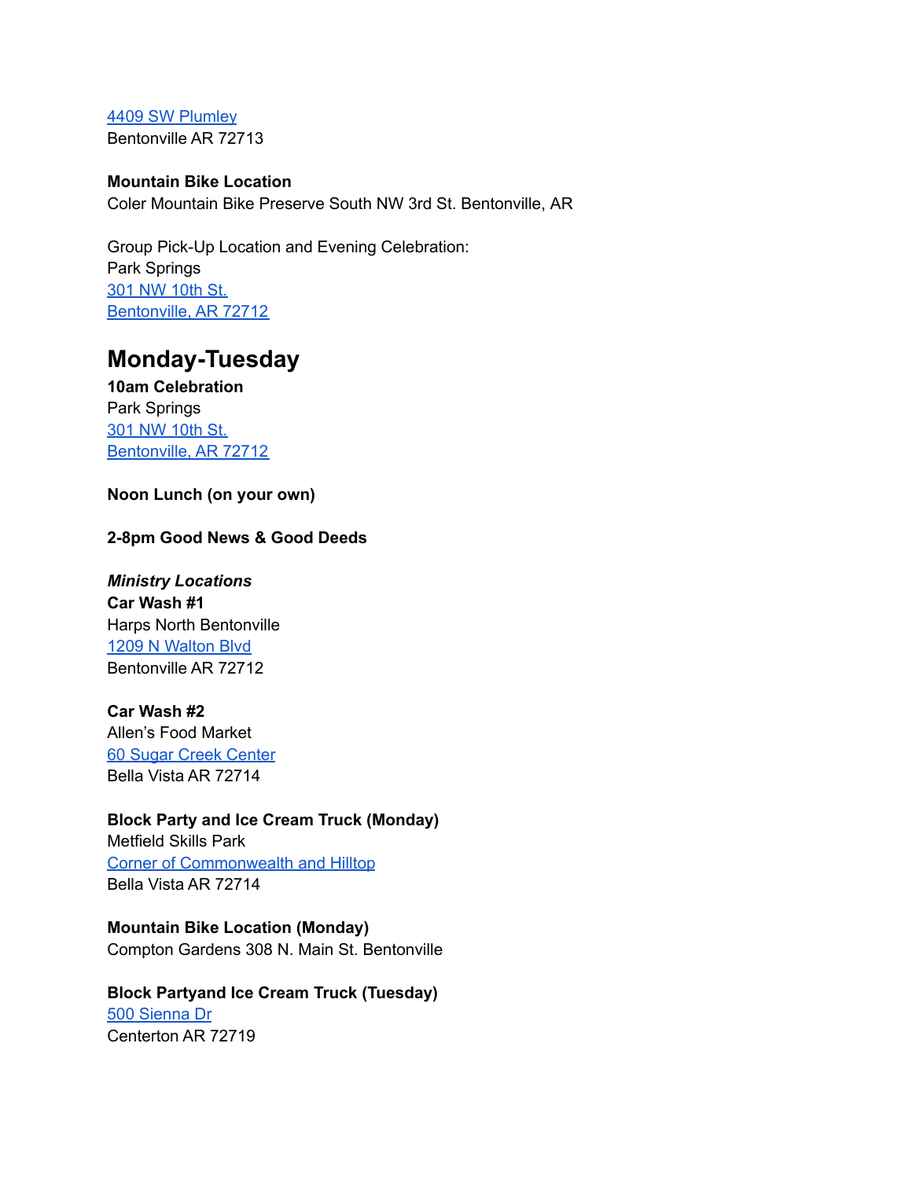4409 SW Plumley
Bentonville AR 72713

**Mountain Bike Location**
Coler Mountain Bike Preserve South NW 3rd St. Bentonville, AR

Group Pick-Up Location and Evening Celebration:
Park Springs
301 NW 10th St.
Bentonville, AR 72712

## Monday-Tuesday

**10am Celebration**
Park Springs
301 NW 10th St.
Bentonville, AR 72712

**Noon Lunch (on your own)**

**2-8pm Good News & Good Deeds**

***Ministry Locations***
**Car Wash #1**
Harps North Bentonville
1209 N Walton Blvd
Bentonville AR 72712

**Car Wash #2**
Allen's Food Market
60 Sugar Creek Center
Bella Vista AR 72714

**Block Party and Ice Cream Truck (Monday)**
Metfield Skills Park
Corner of Commonwealth and Hilltop
Bella Vista AR 72714

**Mountain Bike Location (Monday)**
Compton Gardens 308 N. Main St. Bentonville

**Block Partyand Ice Cream Truck (Tuesday)**
500 Sienna Dr
Centerton AR 72719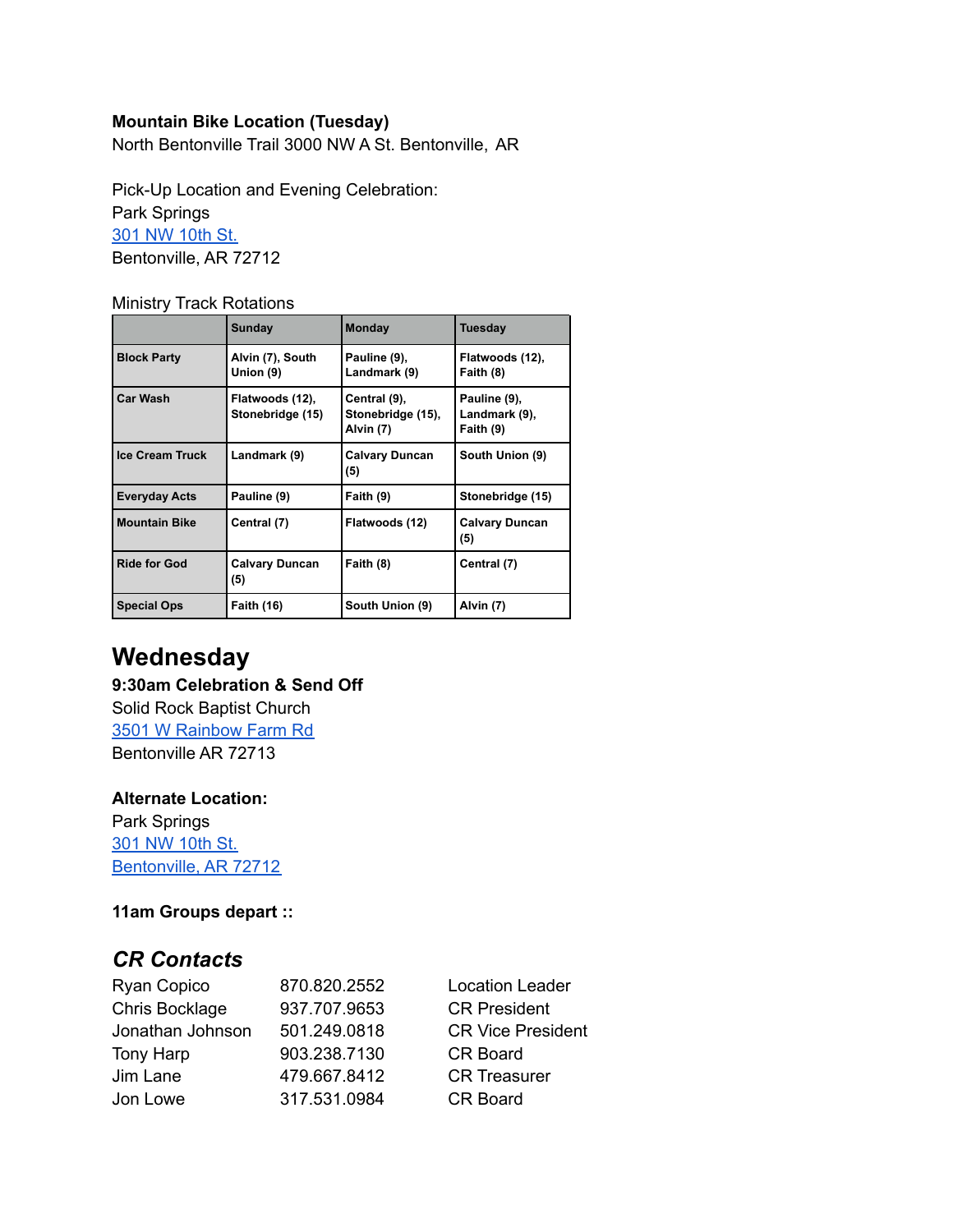**Mountain Bike Location (Tuesday)**
North Bentonville Trail 3000 NW A St. Bentonville, AR

Pick-Up Location and Evening Celebration:
Park Springs
301 NW 10th St.
Bentonville, AR 72712

Ministry Track Rotations

| | Sunday | Monday | Tuesday |
|---|---|---|---|
| **Block Party** | **Alvin (7), South Union (9)** | **Pauline (9), Landmark (9)** | **Flatwoods (12), Faith (8)** |
| **Car Wash** | **Flatwoods (12), Stonebridge (15)** | **Central (9), Stonebridge (15), Alvin (7)** | **Pauline (9), Landmark (9), Faith (9)** |
| **Ice Cream Truck** | **Landmark (9)** | **Calvary Duncan (5)** | **South Union (9)** |
| **Everyday Acts** | **Pauline (9)** | **Faith (9)** | **Stonebridge (15)** |
| **Mountain Bike** | **Central (7)** | **Flatwoods (12)** | **Calvary Duncan (5)** |
| **Ride for God** | **Calvary Duncan (5)** | **Faith (8)** | **Central (7)** |
| **Special Ops** | **Faith (16)** | **South Union (9)** | **Alvin (7)** |

# Wednesday

**9:30am Celebration & Send Off**
Solid Rock Baptist Church
3501 W Rainbow Farm Rd
Bentonville AR 72713

**Alternate Location:**
Park Springs
301 NW 10th St.
Bentonville, AR 72712

**11am Groups depart ::**

## *CR Contacts*

| | | |
|---|---|---|
| Ryan Copico | 870.820.2552 | Location Leader |
| Chris Bocklage | 937.707.9653 | CR President |
| Jonathan Johnson | 501.249.0818 | CR Vice President |
| Tony Harp | 903.238.7130 | CR Board |
| Jim Lane | 479.667.8412 | CR Treasurer |
| Jon Lowe | 317.531.0984 | CR Board |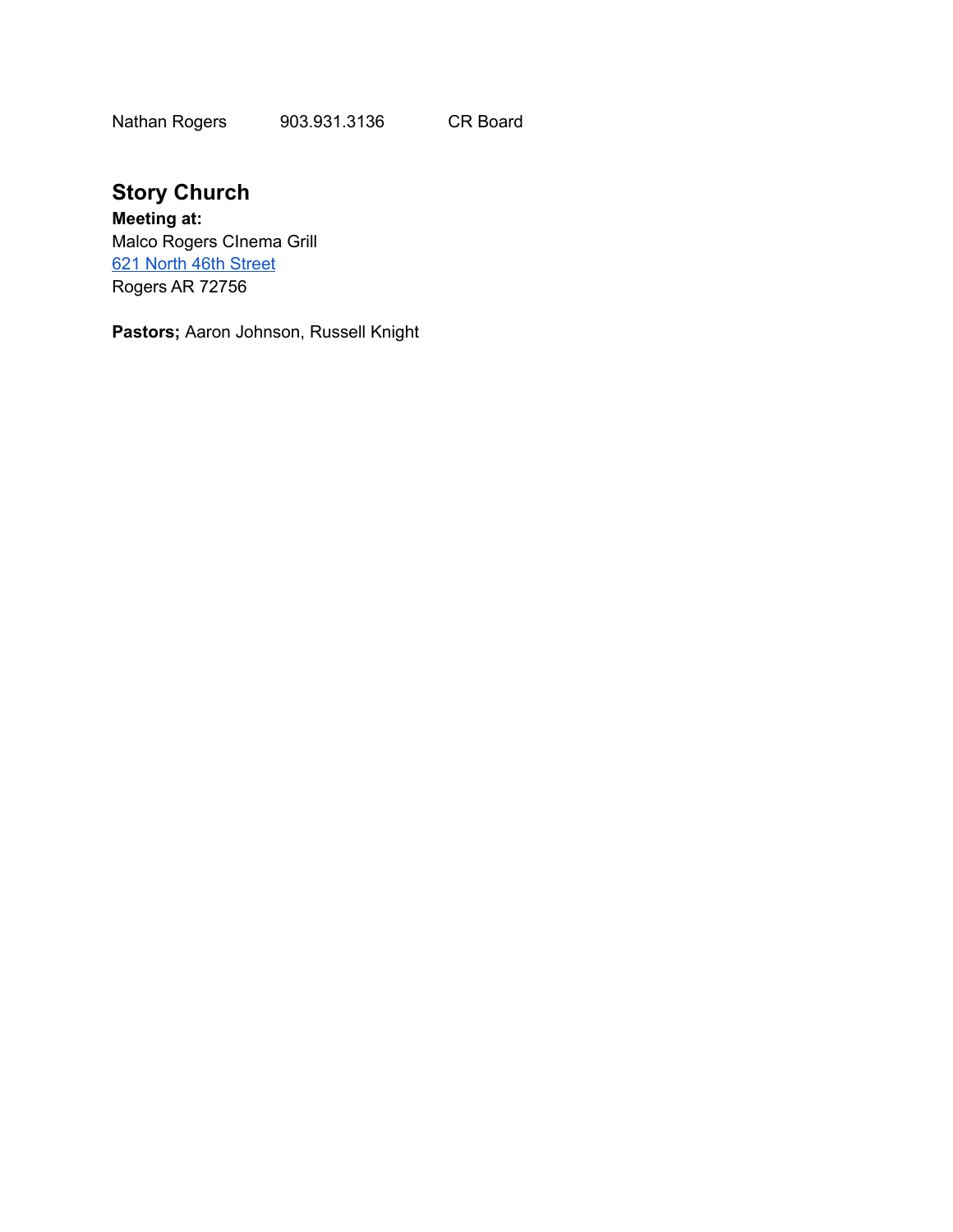Nathan Rogers 903.931.3136 CR Board

## Story Church

**Meeting at:**
Malco Rogers CInema Grill
621 North 46th Street
Rogers AR 72756

**Pastors;** Aaron Johnson, Russell Knight